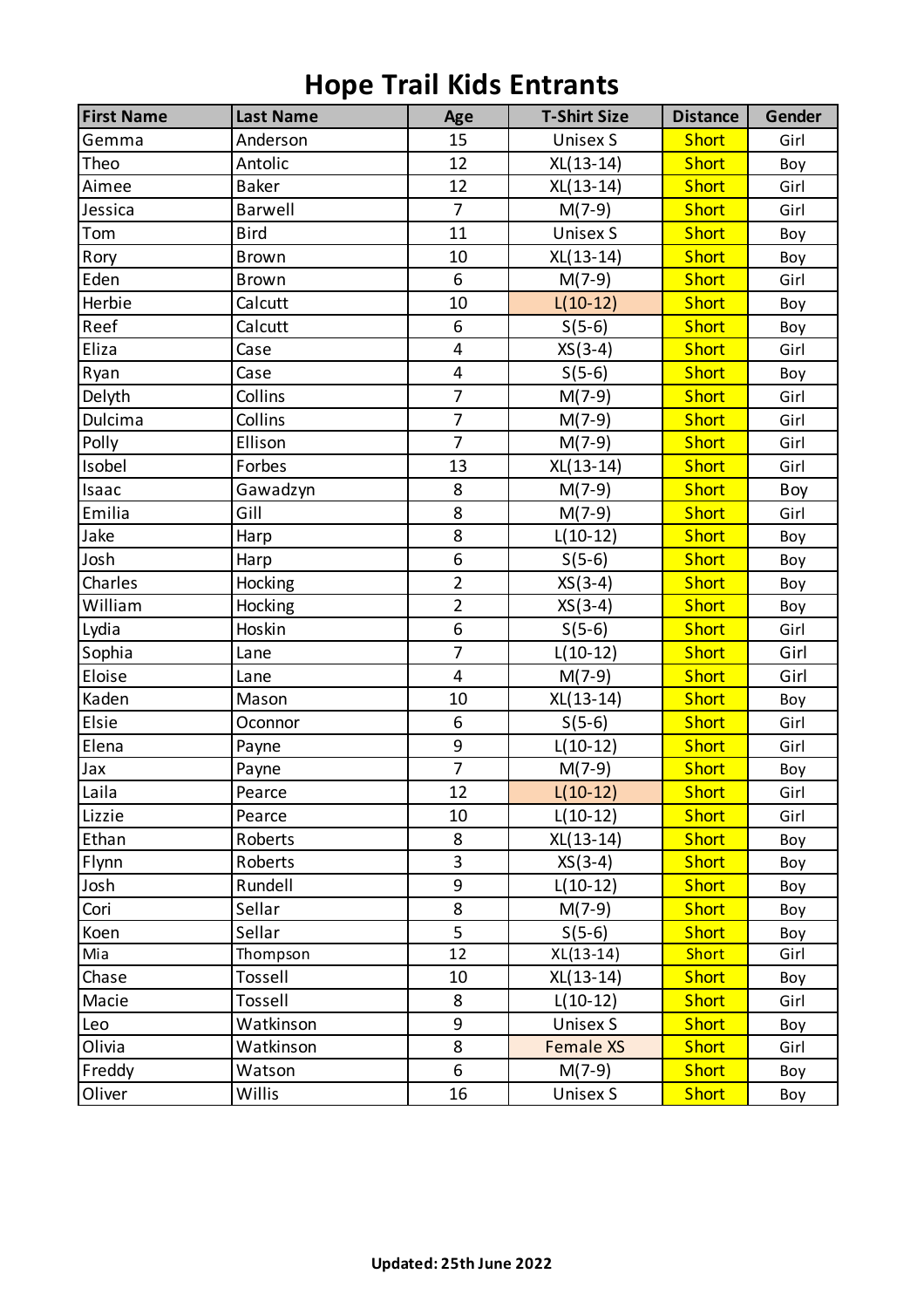# Hope Trail Kids Entrants

| First Name | Last Name | Age | T-Shirt Size | Distance | Gender |
|---|---|---|---|---|---|
| Gemma | Anderson | 15 | Unisex S | Short | Girl |
| Theo | Antolic | 12 | XL(13-14) | Short | Boy |
| Aimee | Baker | 12 | XL(13-14) | Short | Girl |
| Jessica | Barwell | 7 | M(7-9) | Short | Girl |
| Tom | Bird | 11 | Unisex S | Short | Boy |
| Rory | Brown | 10 | XL(13-14) | Short | Boy |
| Eden | Brown | 6 | M(7-9) | Short | Girl |
| Herbie | Calcutt | 10 | L(10-12) | Short | Boy |
| Reef | Calcutt | 6 | S(5-6) | Short | Boy |
| Eliza | Case | 4 | XS(3-4) | Short | Girl |
| Ryan | Case | 4 | S(5-6) | Short | Boy |
| Delyth | Collins | 7 | M(7-9) | Short | Girl |
| Dulcima | Collins | 7 | M(7-9) | Short | Girl |
| Polly | Ellison | 7 | M(7-9) | Short | Girl |
| Isobel | Forbes | 13 | XL(13-14) | Short | Girl |
| Isaac | Gawadzyn | 8 | M(7-9) | Short | Boy |
| Emilia | Gill | 8 | M(7-9) | Short | Girl |
| Jake | Harp | 8 | L(10-12) | Short | Boy |
| Josh | Harp | 6 | S(5-6) | Short | Boy |
| Charles | Hocking | 2 | XS(3-4) | Short | Boy |
| William | Hocking | 2 | XS(3-4) | Short | Boy |
| Lydia | Hoskin | 6 | S(5-6) | Short | Girl |
| Sophia | Lane | 7 | L(10-12) | Short | Girl |
| Eloise | Lane | 4 | M(7-9) | Short | Girl |
| Kaden | Mason | 10 | XL(13-14) | Short | Boy |
| Elsie | Oconnor | 6 | S(5-6) | Short | Girl |
| Elena | Payne | 9 | L(10-12) | Short | Girl |
| Jax | Payne | 7 | M(7-9) | Short | Boy |
| Laila | Pearce | 12 | L(10-12) | Short | Girl |
| Lizzie | Pearce | 10 | L(10-12) | Short | Girl |
| Ethan | Roberts | 8 | XL(13-14) | Short | Boy |
| Flynn | Roberts | 3 | XS(3-4) | Short | Boy |
| Josh | Rundell | 9 | L(10-12) | Short | Boy |
| Cori | Sellar | 8 | M(7-9) | Short | Boy |
| Koen | Sellar | 5 | S(5-6) | Short | Boy |
| Mia | Thompson | 12 | XL(13-14) | Short | Girl |
| Chase | Tossell | 10 | XL(13-14) | Short | Boy |
| Macie | Tossell | 8 | L(10-12) | Short | Girl |
| Leo | Watkinson | 9 | Unisex S | Short | Boy |
| Olivia | Watkinson | 8 | Female XS | Short | Girl |
| Freddy | Watson | 6 | M(7-9) | Short | Boy |
| Oliver | Willis | 16 | Unisex S | Short | Boy |

**Updated: 25th June 2022**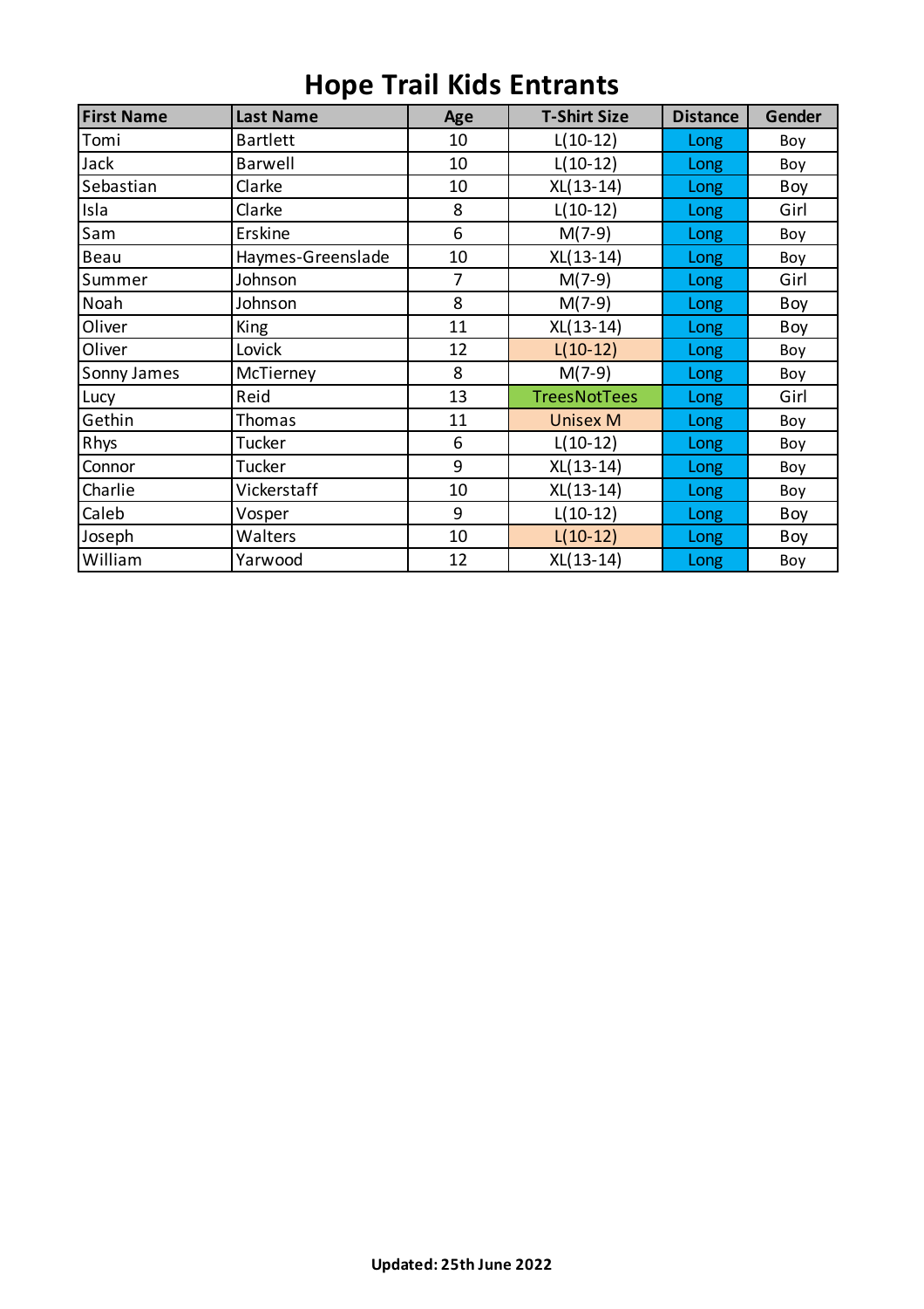# Hope Trail Kids Entrants

| First Name | Last Name | Age | T-Shirt Size | Distance | Gender |
|---|---|---|---|---|---|
| Tomi | Bartlett | 10 | L(10-12) | Long | Boy |
| Jack | Barwell | 10 | L(10-12) | Long | Boy |
| Sebastian | Clarke | 10 | XL(13-14) | Long | Boy |
| Isla | Clarke | 8 | L(10-12) | Long | Girl |
| Sam | Erskine | 6 | M(7-9) | Long | Boy |
| Beau | Haymes-Greenslade | 10 | XL(13-14) | Long | Boy |
| Summer | Johnson | 7 | M(7-9) | Long | Girl |
| Noah | Johnson | 8 | M(7-9) | Long | Boy |
| Oliver | King | 11 | XL(13-14) | Long | Boy |
| Oliver | Lovick | 12 | L(10-12) | Long | Boy |
| Sonny James | McTierney | 8 | M(7-9) | Long | Boy |
| Lucy | Reid | 13 | TreesNotTees | Long | Girl |
| Gethin | Thomas | 11 | Unisex M | Long | Boy |
| Rhys | Tucker | 6 | L(10-12) | Long | Boy |
| Connor | Tucker | 9 | XL(13-14) | Long | Boy |
| Charlie | Vickerstaff | 10 | XL(13-14) | Long | Boy |
| Caleb | Vosper | 9 | L(10-12) | Long | Boy |
| Joseph | Walters | 10 | L(10-12) | Long | Boy |
| William | Yarwood | 12 | XL(13-14) | Long | Boy |

**Updated: 25th June 2022**